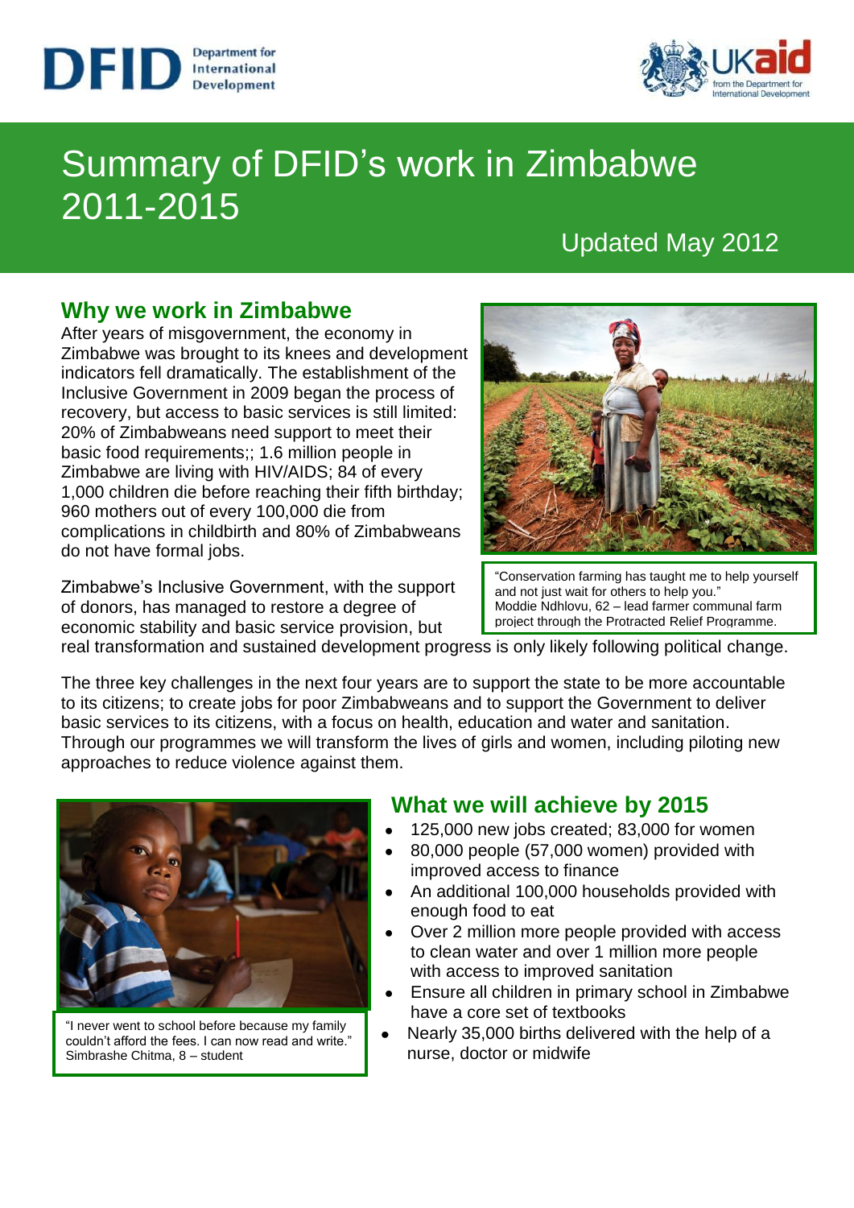# Summary of DFID's work in Zimbabwe 2011-2015

Updated May 2012

## Why we work in Zimbabwe

After years of misgovernment, the economy in Zimbabwe was brought to its knees and development indicators fell dramatically. The establishment of the Inclusive Government in 2009 began the process of recovery, but access to basic services is still limited: 20% of Zimbabweans need support to meet their basic food requirements;; 1.6 million people in Zimbabwe are living with HIV/AIDS; 84 of every 1,000 children die before reaching their fifth birthday; 960 mothers out of every 100,000 die from complications in childbirth and 80% of Zimbabweans do not have formal jobs.

Zimbabwe's Inclusive Government, with the support of donors, has managed to restore a degree of economic stability and basic service provision, but real transformation and sustained development progress is only likely following political change.

"Conservation farming has taught me to help yourself and not just wait for others to help you."
Moddie Ndhlovu, 62 – lead farmer communal farm project through the Protracted Relief Programme.

The three key challenges in the next four years are to support the state to be more accountable to its citizens; to create jobs for poor Zimbabweans and to support the Government to deliver basic services to its citizens, with a focus on health, education and water and sanitation. Through our programmes we will transform the lives of girls and women, including piloting new approaches to reduce violence against them.

"I never went to school before because my family couldn't afford the fees. I can now read and write."
Simbrashe Chitma, 8 – student

## What we will achieve by 2015

- 125,000 new jobs created; 83,000 for women
- 80,000 people (57,000 women) provided with improved access to finance
- An additional 100,000 households provided with enough food to eat
- Over 2 million more people provided with access to clean water and over 1 million more people with access to improved sanitation
- Ensure all children in primary school in Zimbabwe have a core set of textbooks
- Nearly 35,000 births delivered with the help of a nurse, doctor or midwife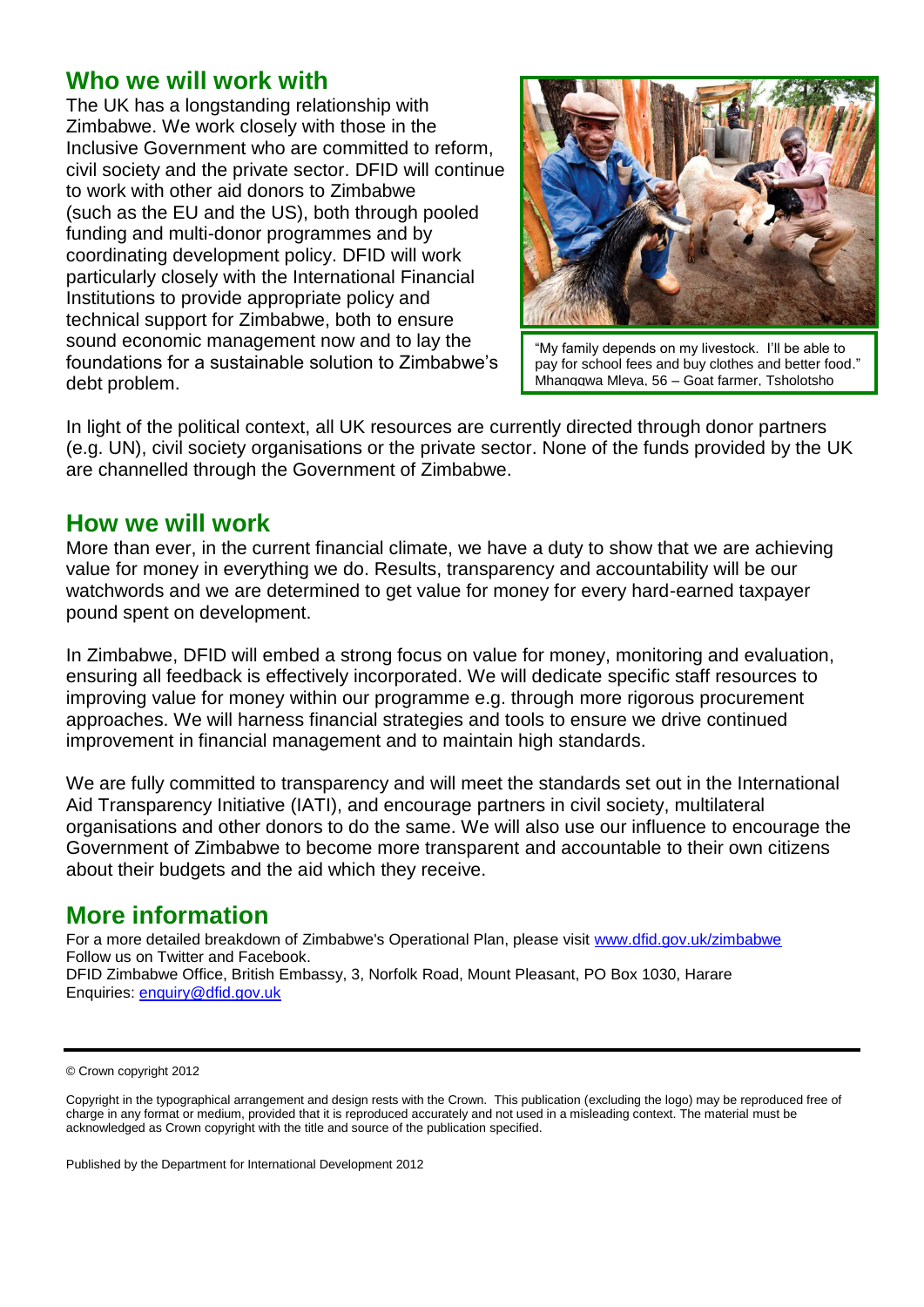## Who we will work with

The UK has a longstanding relationship with Zimbabwe. We work closely with those in the Inclusive Government who are committed to reform, civil society and the private sector. DFID will continue to work with other aid donors to Zimbabwe (such as the EU and the US), both through pooled funding and multi-donor programmes and by coordinating development policy. DFID will work particularly closely with the International Financial Institutions to provide appropriate policy and technical support for Zimbabwe, both to ensure sound economic management now and to lay the foundations for a sustainable solution to Zimbabwe's debt problem.

"My family depends on my livestock. I'll be able to pay for school fees and buy clothes and better food." Mhangqwa Mleya, 56 – Goat farmer, Tsholotsho

In light of the political context, all UK resources are currently directed through donor partners (e.g. UN), civil society organisations or the private sector. None of the funds provided by the UK are channelled through the Government of Zimbabwe.

## How we will work

More than ever, in the current financial climate, we have a duty to show that we are achieving value for money in everything we do. Results, transparency and accountability will be our watchwords and we are determined to get value for money for every hard-earned taxpayer pound spent on development.

In Zimbabwe, DFID will embed a strong focus on value for money, monitoring and evaluation, ensuring all feedback is effectively incorporated. We will dedicate specific staff resources to improving value for money within our programme e.g. through more rigorous procurement approaches. We will harness financial strategies and tools to ensure we drive continued improvement in financial management and to maintain high standards.

We are fully committed to transparency and will meet the standards set out in the International Aid Transparency Initiative (IATI), and encourage partners in civil society, multilateral organisations and other donors to do the same. We will also use our influence to encourage the Government of Zimbabwe to become more transparent and accountable to their own citizens about their budgets and the aid which they receive.

## More information

For a more detailed breakdown of Zimbabwe's Operational Plan, please visit www.dfid.gov.uk/zimbabwe
Follow us on Twitter and Facebook.
DFID Zimbabwe Office, British Embassy, 3, Norfolk Road, Mount Pleasant, PO Box 1030, Harare
Enquiries: enquiry@dfid.gov.uk

---

© Crown copyright 2012

Copyright in the typographical arrangement and design rests with the Crown. This publication (excluding the logo) may be reproduced free of charge in any format or medium, provided that it is reproduced accurately and not used in a misleading context. The material must be acknowledged as Crown copyright with the title and source of the publication specified.

Published by the Department for International Development 2012